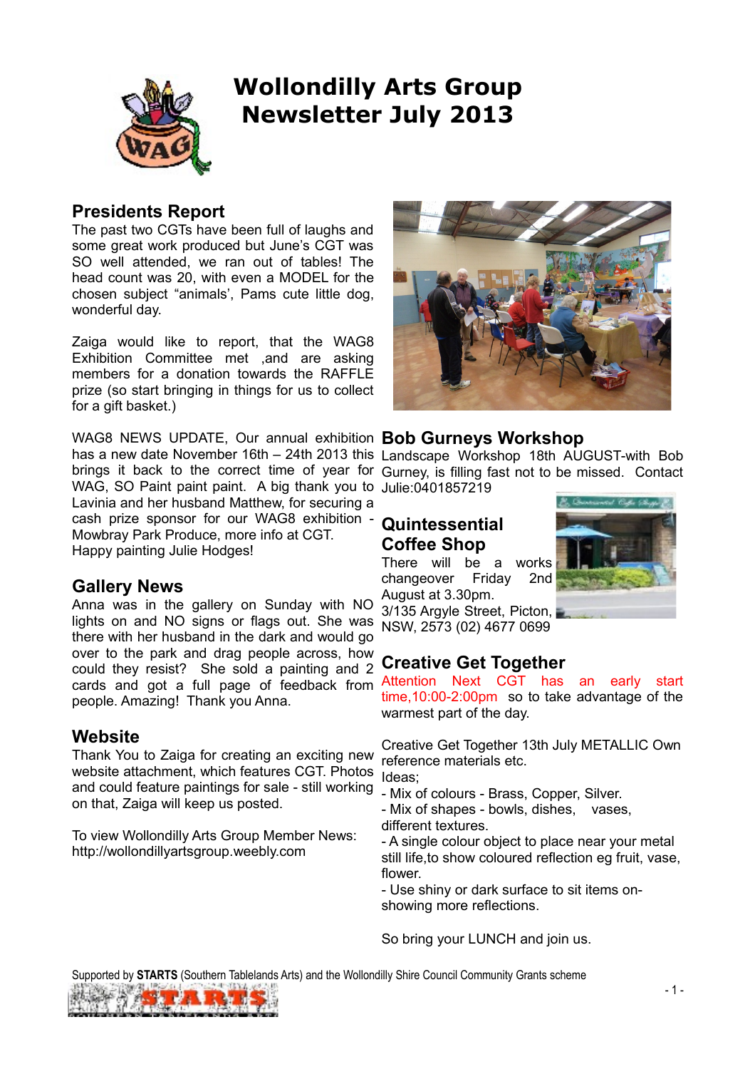# Wollondilly Arts Group Newsletter July 2013

## Presidents Report

The past two CGTs have been full of laughs and some great work produced but June's CGT was SO well attended, we ran out of tables! The head count was 20, with even a MODEL for the chosen subject "animals', Pams cute little dog, wonderful day.

Zaiga would like to report, that the WAG8 Exhibition Committee met ,and are asking members for a donation towards the RAFFLE prize (so start bringing in things for us to collect for a gift basket.)

WAG8 NEWS UPDATE, Our annual exhibition has a new date November 16th – 24th 2013 this brings it back to the correct time of year for WAG, SO Paint paint paint. A big thank you to Lavinia and her husband Matthew, for securing a cash prize sponsor for our WAG8 exhibition - Mowbray Park Produce, more info at CGT.
Happy painting Julie Hodges!

## Gallery News

Anna was in the gallery on Sunday with NO lights on and NO signs or flags out. She was there with her husband in the dark and would go over to the park and drag people across, how could they resist? She sold a painting and 2 cards and got a full page of feedback from people. Amazing! Thank you Anna.

## Website

Thank You to Zaiga for creating an exciting new website attachment, which features CGT. Photos and could feature paintings for sale - still working on that, Zaiga will keep us posted.

To view Wollondilly Arts Group Member News:
http://wollondillyartsgroup.weebly.com

## Bob Gurneys Workshop

Landscape Workshop 18th AUGUST-with Bob Gurney, is filling fast not to be missed. Contact Julie:0401857219

## Quintessential Coffee Shop

There will be a works changeover Friday 2nd August at 3.30pm.
3/135 Argyle Street, Picton, NSW, 2573 (02) 4677 0699

## Creative Get Together

Attention Next CGT has an early start time,10:00-2:00pm so to take advantage of the warmest part of the day.

Creative Get Together 13th July METALLIC Own reference materials etc.
Ideas;
- Mix of colours - Brass, Copper, Silver.
- Mix of shapes - bowls, dishes, vases, different textures.
- A single colour object to place near your metal still life,to show coloured reflection eg fruit, vase, flower.
- Use shiny or dark surface to sit items on-showing more reflections.

So bring your LUNCH and join us.

Supported by **STARTS** (Southern Tablelands Arts) and the Wollondilly Shire Council Community Grants scheme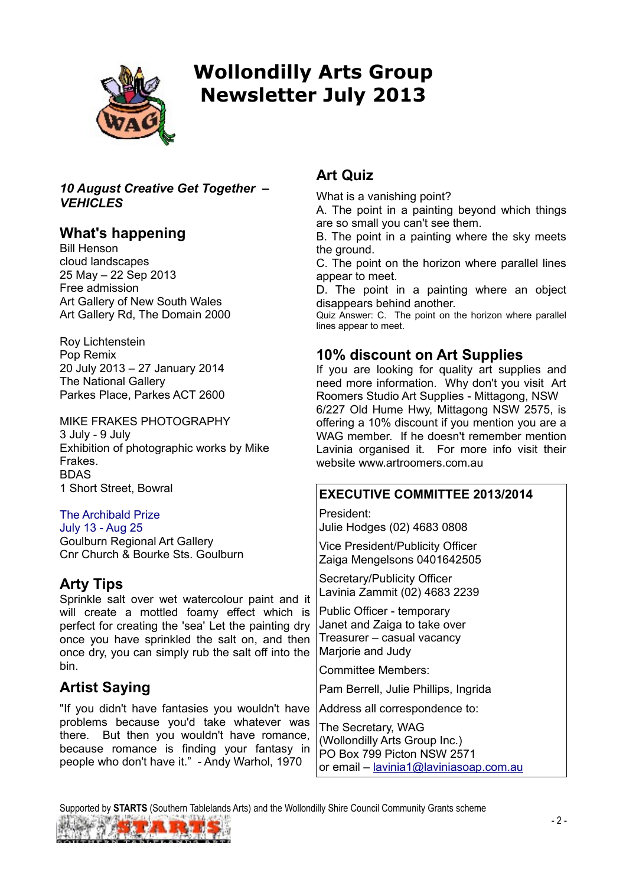# Wollondilly Arts Group Newsletter July 2013

***10 August Creative Get Together – VEHICLES***

## What's happening

Bill Henson
cloud landscapes
25 May – 22 Sep 2013
Free admission
Art Gallery of New South Wales
Art Gallery Rd, The Domain 2000

Roy Lichtenstein
Pop Remix
20 July 2013 – 27 January 2014
The National Gallery
Parkes Place, Parkes ACT 2600

MIKE FRAKES PHOTOGRAPHY
3 July - 9 July
Exhibition of photographic works by Mike Frakes.
BDAS
1 Short Street, Bowral

The Archibald Prize
July 13 - Aug 25
Goulburn Regional Art Gallery
Cnr Church & Bourke Sts. Goulburn

## Arty Tips

Sprinkle salt over wet watercolour paint and it will create a mottled foamy effect which is perfect for creating the 'sea' Let the painting dry once you have sprinkled the salt on, and then once dry, you can simply rub the salt off into the bin.

## Artist Saying

"If you didn't have fantasies you wouldn't have problems because you'd take whatever was there. But then you wouldn't have romance, because romance is finding your fantasy in people who don't have it." - Andy Warhol, 1970

## Art Quiz

What is a vanishing point?

A. The point in a painting beyond which things are so small you can't see them.

B. The point in a painting where the sky meets the ground.

C. The point on the horizon where parallel lines appear to meet.

D. The point in a painting where an object disappears behind another.

Quiz Answer: C. The point on the horizon where parallel lines appear to meet.

## 10% discount on Art Supplies

If you are looking for quality art supplies and need more information. Why don't you visit Art Roomers Studio Art Supplies - Mittagong, NSW 6/227 Old Hume Hwy, Mittagong NSW 2575, is offering a 10% discount if you mention you are a WAG member. If he doesn't remember mention Lavinia organised it. For more info visit their website www.artroomers.com.au

## EXECUTIVE COMMITTEE 2013/2014

President:
Julie Hodges (02) 4683 0808

Vice President/Publicity Officer
Zaiga Mengelsons 0401642505

Secretary/Publicity Officer
Lavinia Zammit (02) 4683 2239

Public Officer - temporary
Janet and Zaiga to take over
Treasurer – casual vacancy
Marjorie and Judy

Committee Members:

Pam Berrell, Julie Phillips, Ingrida

Address all correspondence to:

The Secretary, WAG
(Wollondilly Arts Group Inc.)
PO Box 799 Picton NSW 2571
or email – lavinia1@laviniasoap.com.au

Supported by **STARTS** (Southern Tablelands Arts) and the Wollondilly Shire Council Community Grants scheme